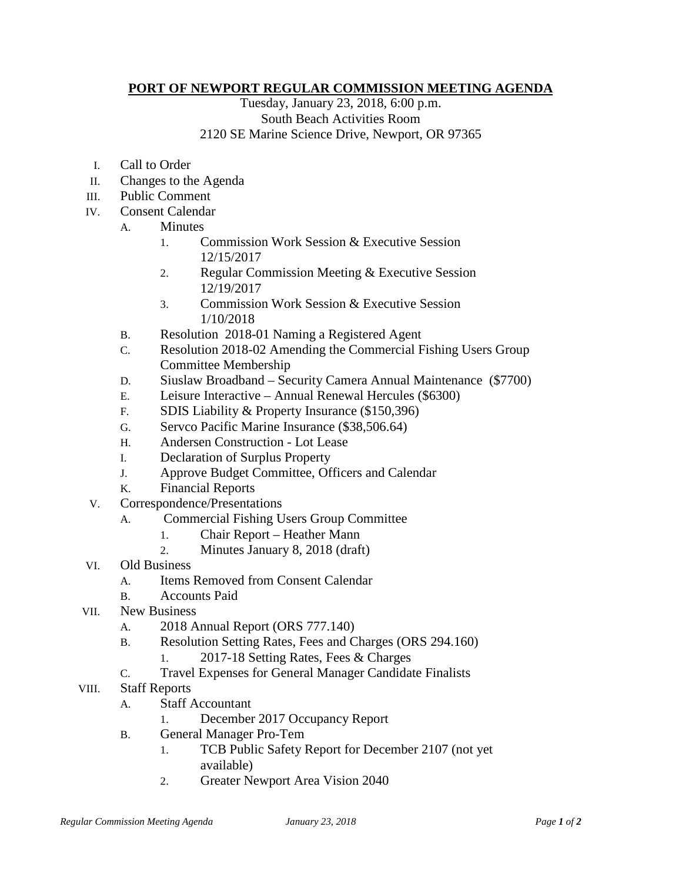# PORT OF NEWPORT REGULAR COMMISSION MEETING AGENDA

Tuesday, January 23, 2018, 6:00 p.m.
South Beach Activities Room
2120 SE Marine Science Drive, Newport, OR 97365

I. Call to Order
II. Changes to the Agenda
III. Public Comment
IV. Consent Calendar
   A. Minutes
      1. Commission Work Session & Executive Session 12/15/2017
      2. Regular Commission Meeting & Executive Session 12/19/2017
      3. Commission Work Session & Executive Session 1/10/2018
   B. Resolution 2018-01 Naming a Registered Agent
   C. Resolution 2018-02 Amending the Commercial Fishing Users Group Committee Membership
   D. Siuslaw Broadband – Security Camera Annual Maintenance ($7700)
   E. Leisure Interactive – Annual Renewal Hercules ($6300)
   F. SDIS Liability & Property Insurance ($150,396)
   G. Servco Pacific Marine Insurance ($38,506.64)
   H. Andersen Construction - Lot Lease
   I. Declaration of Surplus Property
   J. Approve Budget Committee, Officers and Calendar
   K. Financial Reports
V. Correspondence/Presentations
   A. Commercial Fishing Users Group Committee
      1. Chair Report – Heather Mann
      2. Minutes January 8, 2018 (draft)
VI. Old Business
   A. Items Removed from Consent Calendar
   B. Accounts Paid
VII. New Business
   A. 2018 Annual Report (ORS 777.140)
   B. Resolution Setting Rates, Fees and Charges (ORS 294.160)
      1. 2017-18 Setting Rates, Fees & Charges
   C. Travel Expenses for General Manager Candidate Finalists
VIII. Staff Reports
   A. Staff Accountant
      1. December 2017 Occupancy Report
   B. General Manager Pro-Tem
      1. TCB Public Safety Report for December 2107 (not yet available)
      2. Greater Newport Area Vision 2040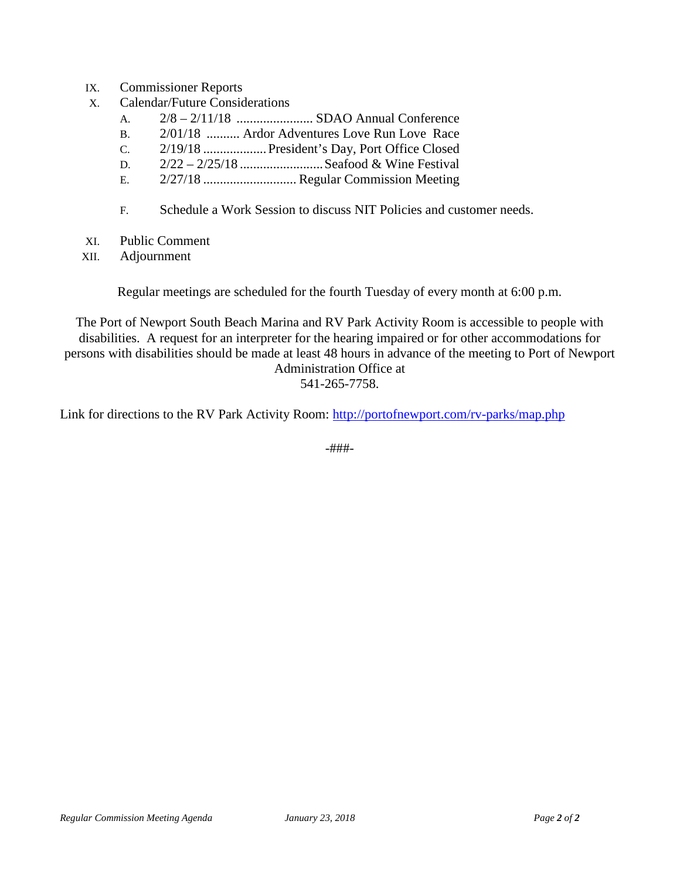IX. Commissioner Reports

X. Calendar/Future Considerations

A. 2/8 – 2/11/18 ....................... SDAO Annual Conference

B. 2/01/18 .......... Ardor Adventures Love Run Love Race

C. 2/19/18 ................... President's Day, Port Office Closed

D. 2/22 – 2/25/18 ......................... Seafood & Wine Festival

E. 2/27/18 ............................ Regular Commission Meeting

F. Schedule a Work Session to discuss NIT Policies and customer needs.

XI. Public Comment

XII. Adjournment

Regular meetings are scheduled for the fourth Tuesday of every month at 6:00 p.m.

The Port of Newport South Beach Marina and RV Park Activity Room is accessible to people with disabilities. A request for an interpreter for the hearing impaired or for other accommodations for persons with disabilities should be made at least 48 hours in advance of the meeting to Port of Newport Administration Office at 541-265-7758.

Link for directions to the RV Park Activity Room: http://portofnewport.com/rv-parks/map.php

-###-